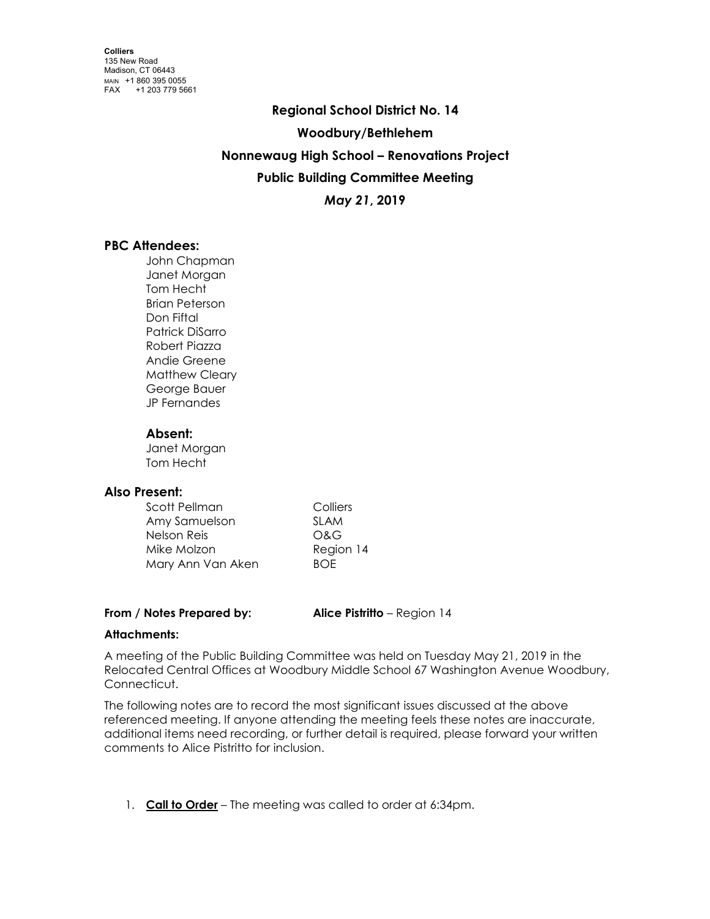**Colliers**
135 New Road
Madison, CT 06443
MAIN +1 860 395 0055
FAX +1 203 779 5661

# Regional School District No. 14

## Woodbury/Bethlehem

## Nonnewaug High School – Renovations Project

## Public Building Committee Meeting

## *May 21*, 2019

### PBC Attendees:

John Chapman
Janet Morgan
Tom Hecht
Brian Peterson
Don Fiftal
Patrick DiSarro
Robert Piazza
Andie Greene
Matthew Cleary
George Bauer
JP Fernandes

#### Absent:

Janet Morgan
Tom Hecht

### Also Present:

| | |
|---|---|
| Scott Pellman | Colliers |
| Amy Samuelson | SLAM |
| Nelson Reis | O&G |
| Mike Molzon | Region 14 |
| Mary Ann Van Aken | BOE |

**From / Notes Prepared by:** **Alice Pistritto** – Region 14

**Attachments:**

A meeting of the Public Building Committee was held on Tuesday May 21, 2019 in the Relocated Central Offices at Woodbury Middle School 67 Washington Avenue Woodbury, Connecticut.

The following notes are to record the most significant issues discussed at the above referenced meeting. If anyone attending the meeting feels these notes are inaccurate, additional items need recording, or further detail is required, please forward your written comments to Alice Pistritto for inclusion.

1. **Call to Order** – The meeting was called to order at 6:34pm.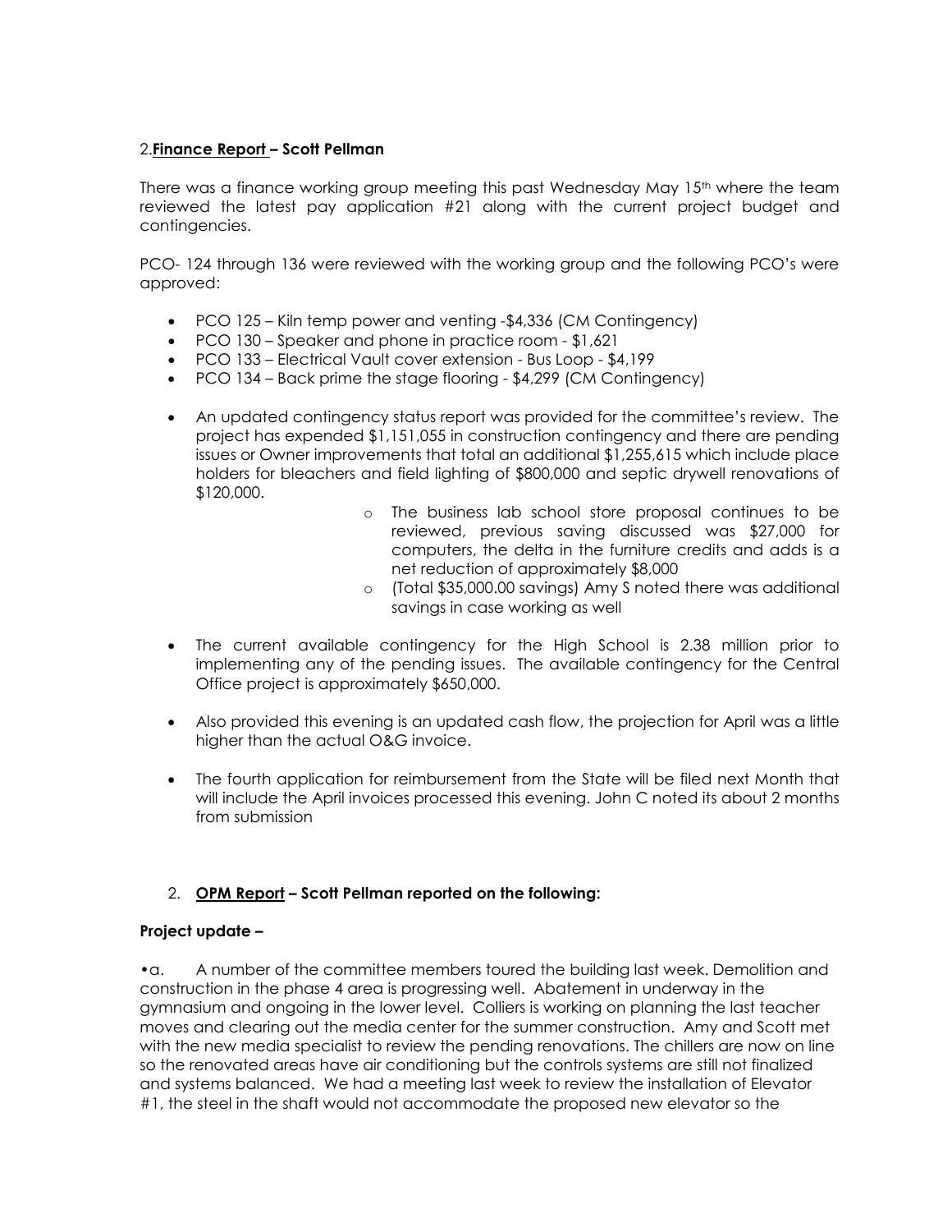2.**Finance Report – Scott Pellman**

There was a finance working group meeting this past Wednesday May 15th where the team reviewed the latest pay application #21 along with the current project budget and contingencies.

PCO- 124 through 136 were reviewed with the working group and the following PCO's were approved:

- PCO 125 – Kiln temp power and venting -$4,336 (CM Contingency)
- PCO 130 – Speaker and phone in practice room - $1,621
- PCO 133 – Electrical Vault cover extension - Bus Loop - $4,199
- PCO 134 – Back prime the stage flooring - $4,299 (CM Contingency)

- An updated contingency status report was provided for the committee's review. The project has expended $1,151,055 in construction contingency and there are pending issues or Owner improvements that total an additional $1,255,615 which include place holders for bleachers and field lighting of $800,000 and septic drywell renovations of $120,000.
  - The business lab school store proposal continues to be reviewed, previous saving discussed was $27,000 for computers, the delta in the furniture credits and adds is a net reduction of approximately $8,000
  - (Total $35,000.00 savings) Amy S noted there was additional savings in case working as well

- The current available contingency for the High School is 2.38 million prior to implementing any of the pending issues. The available contingency for the Central Office project is approximately $650,000.

- Also provided this evening is an updated cash flow, the projection for April was a little higher than the actual O&G invoice.

- The fourth application for reimbursement from the State will be filed next Month that will include the April invoices processed this evening. John C noted its about 2 months from submission

2. **OPM Report – Scott Pellman reported on the following:**

**Project update –**

•a. A number of the committee members toured the building last week. Demolition and construction in the phase 4 area is progressing well. Abatement in underway in the gymnasium and ongoing in the lower level. Colliers is working on planning the last teacher moves and clearing out the media center for the summer construction. Amy and Scott met with the new media specialist to review the pending renovations. The chillers are now on line so the renovated areas have air conditioning but the controls systems are still not finalized and systems balanced. We had a meeting last week to review the installation of Elevator #1, the steel in the shaft would not accommodate the proposed new elevator so the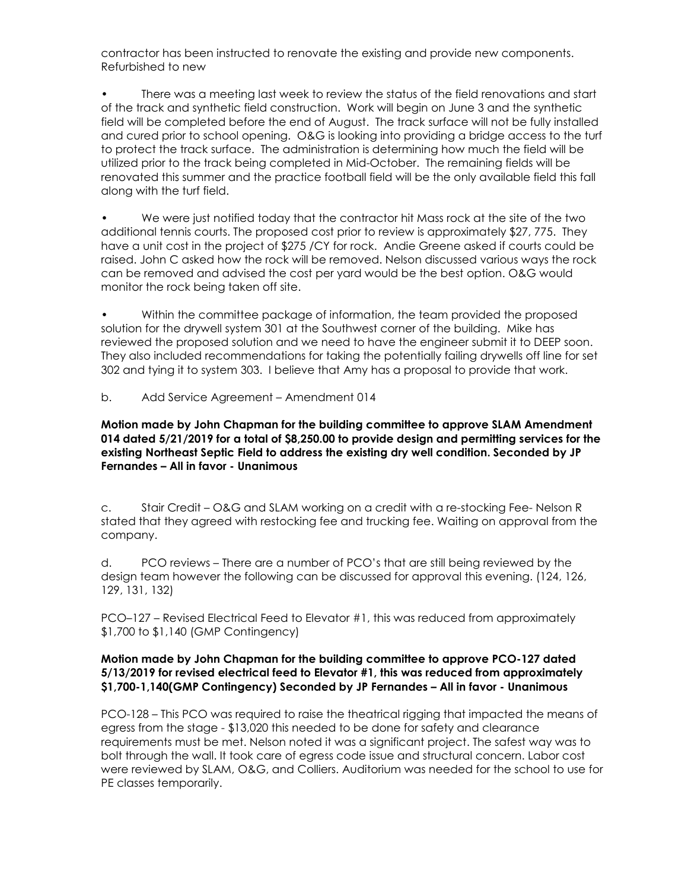contractor has been instructed to renovate the existing and provide new components. Refurbished to new

- There was a meeting last week to review the status of the field renovations and start of the track and synthetic field construction. Work will begin on June 3 and the synthetic field will be completed before the end of August. The track surface will not be fully installed and cured prior to school opening. O&G is looking into providing a bridge access to the turf to protect the track surface. The administration is determining how much the field will be utilized prior to the track being completed in Mid-October. The remaining fields will be renovated this summer and the practice football field will be the only available field this fall along with the turf field.

- We were just notified today that the contractor hit Mass rock at the site of the two additional tennis courts. The proposed cost prior to review is approximately $27, 775. They have a unit cost in the project of $275 /CY for rock. Andie Greene asked if courts could be raised. John C asked how the rock will be removed. Nelson discussed various ways the rock can be removed and advised the cost per yard would be the best option. O&G would monitor the rock being taken off site.

- Within the committee package of information, the team provided the proposed solution for the drywell system 301 at the Southwest corner of the building. Mike has reviewed the proposed solution and we need to have the engineer submit it to DEEP soon. They also included recommendations for taking the potentially failing drywells off line for set 302 and tying it to system 303. I believe that Amy has a proposal to provide that work.

b. Add Service Agreement – Amendment 014

**Motion made by John Chapman for the building committee to approve SLAM Amendment 014 dated 5/21/2019 for a total of $8,250.00 to provide design and permitting services for the existing Northeast Septic Field to address the existing dry well condition. Seconded by JP Fernandes – All in favor - Unanimous**

c. Stair Credit – O&G and SLAM working on a credit with a re-stocking Fee- Nelson R stated that they agreed with restocking fee and trucking fee. Waiting on approval from the company.

d. PCO reviews – There are a number of PCO's that are still being reviewed by the design team however the following can be discussed for approval this evening. (124, 126, 129, 131, 132)

PCO–127 – Revised Electrical Feed to Elevator #1, this was reduced from approximately $1,700 to $1,140 (GMP Contingency)

**Motion made by John Chapman for the building committee to approve PCO-127 dated 5/13/2019 for revised electrical feed to Elevator #1, this was reduced from approximately $1,700-1,140(GMP Contingency) Seconded by JP Fernandes – All in favor - Unanimous**

PCO-128 – This PCO was required to raise the theatrical rigging that impacted the means of egress from the stage - $13,020 this needed to be done for safety and clearance requirements must be met. Nelson noted it was a significant project. The safest way was to bolt through the wall. It took care of egress code issue and structural concern. Labor cost were reviewed by SLAM, O&G, and Colliers. Auditorium was needed for the school to use for PE classes temporarily.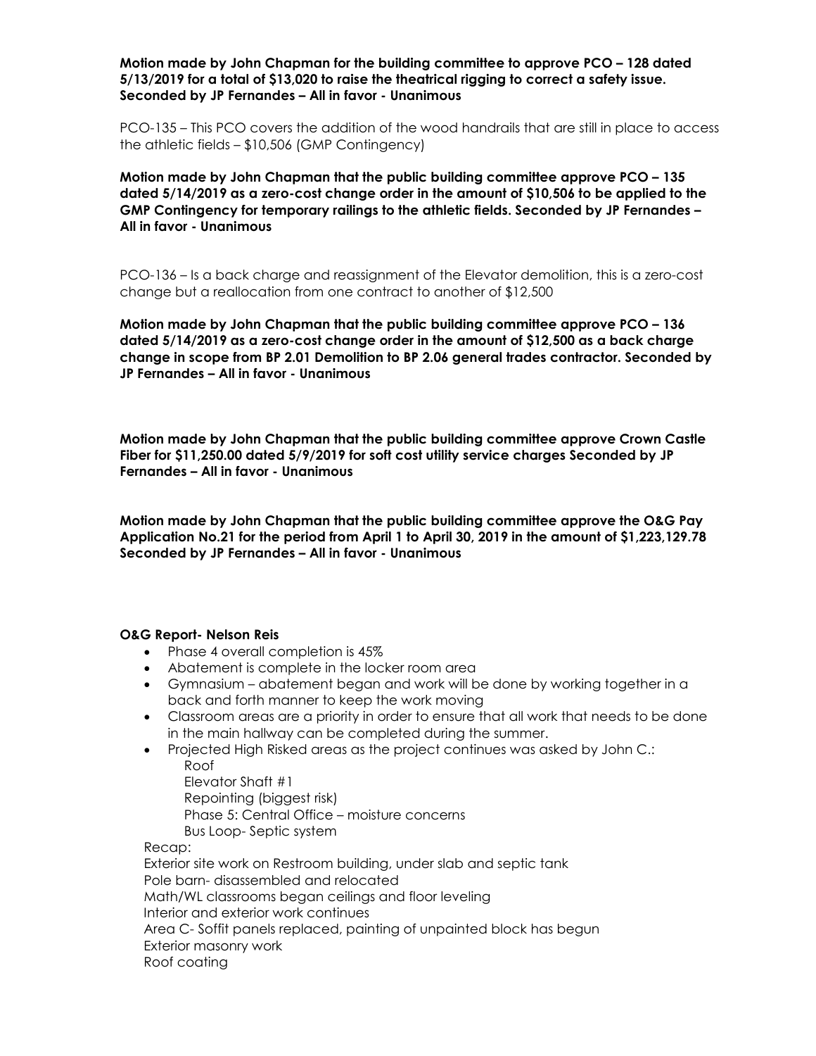**Motion made by John Chapman for the building committee to approve PCO – 128 dated 5/13/2019 for a total of $13,020 to raise the theatrical rigging to correct a safety issue. Seconded by JP Fernandes – All in favor - Unanimous**

PCO-135 – This PCO covers the addition of the wood handrails that are still in place to access the athletic fields – $10,506 (GMP Contingency)

**Motion made by John Chapman that the public building committee approve PCO – 135 dated 5/14/2019 as a zero-cost change order in the amount of $10,506 to be applied to the GMP Contingency for temporary railings to the athletic fields. Seconded by JP Fernandes – All in favor - Unanimous**

PCO-136 – Is a back charge and reassignment of the Elevator demolition, this is a zero-cost change but a reallocation from one contract to another of $12,500

**Motion made by John Chapman that the public building committee approve PCO – 136 dated 5/14/2019 as a zero-cost change order in the amount of $12,500 as a back charge change in scope from BP 2.01 Demolition to BP 2.06 general trades contractor. Seconded by JP Fernandes – All in favor - Unanimous**

**Motion made by John Chapman that the public building committee approve Crown Castle Fiber for $11,250.00 dated 5/9/2019 for soft cost utility service charges Seconded by JP Fernandes – All in favor - Unanimous**

**Motion made by John Chapman that the public building committee approve the O&G Pay Application No.21 for the period from April 1 to April 30, 2019 in the amount of $1,223,129.78 Seconded by JP Fernandes – All in favor - Unanimous**

**O&G Report- Nelson Reis**

- Phase 4 overall completion is 45%
- Abatement is complete in the locker room area
- Gymnasium – abatement began and work will be done by working together in a back and forth manner to keep the work moving
- Classroom areas are a priority in order to ensure that all work that needs to be done in the main hallway can be completed during the summer.
- Projected High Risked areas as the project continues was asked by John C.:
  - Roof
  - Elevator Shaft #1
  - Repointing (biggest risk)
  - Phase 5: Central Office – moisture concerns
  - Bus Loop- Septic system

Recap:

Exterior site work on Restroom building, under slab and septic tank

Pole barn- disassembled and relocated

Math/WL classrooms began ceilings and floor leveling

Interior and exterior work continues

Area C- Soffit panels replaced, painting of unpainted block has begun

Exterior masonry work

Roof coating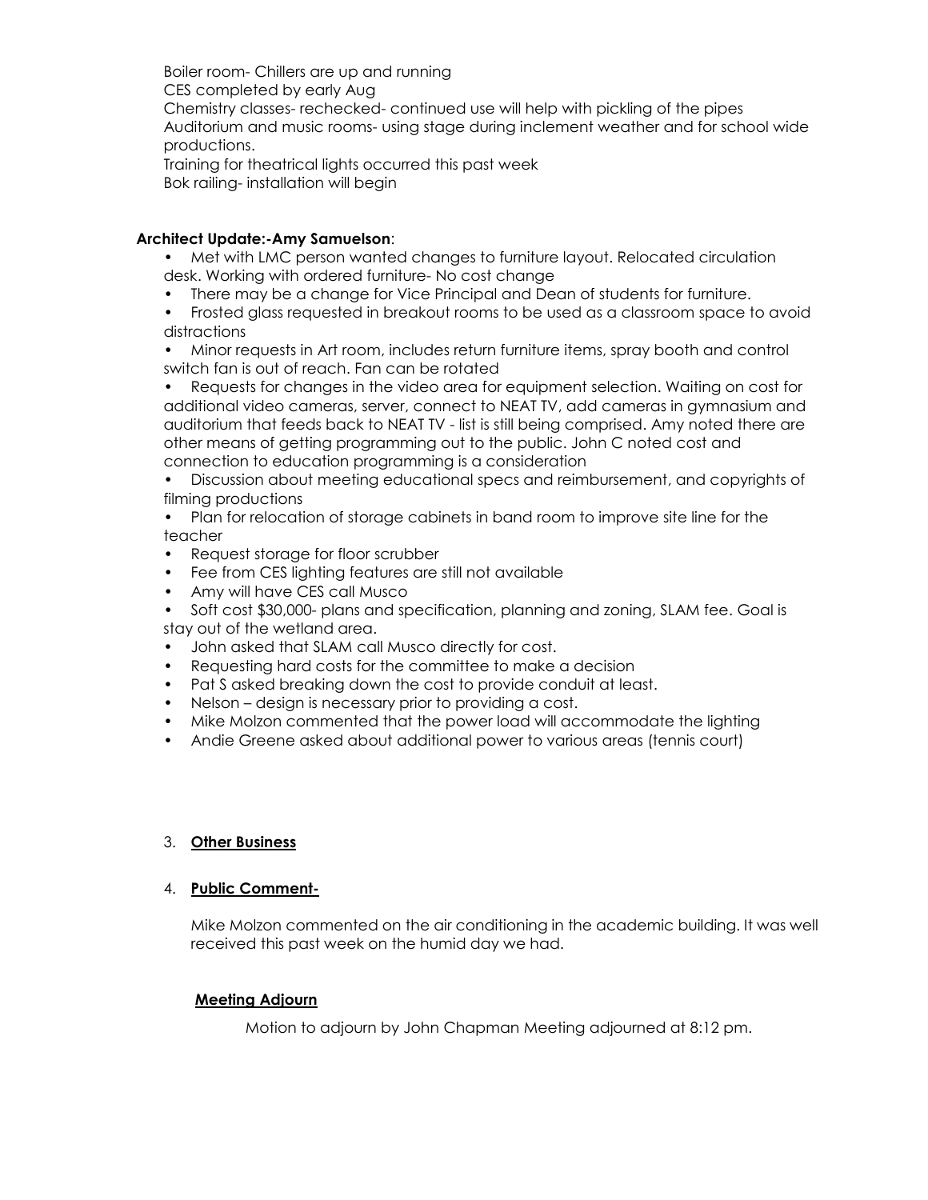Boiler room- Chillers are up and running
CES completed by early Aug
Chemistry classes- rechecked- continued use will help with pickling of the pipes
Auditorium and music rooms- using stage during inclement weather and for school wide productions.
Training for theatrical lights occurred this past week
Bok railing- installation will begin

**Architect Update:-Amy Samuelson**:

- Met with LMC person wanted changes to furniture layout. Relocated circulation desk. Working with ordered furniture- No cost change
- There may be a change for Vice Principal and Dean of students for furniture.
- Frosted glass requested in breakout rooms to be used as a classroom space to avoid distractions
- Minor requests in Art room, includes return furniture items, spray booth and control switch fan is out of reach. Fan can be rotated
- Requests for changes in the video area for equipment selection. Waiting on cost for additional video cameras, server, connect to NEAT TV, add cameras in gymnasium and auditorium that feeds back to NEAT TV - list is still being comprised. Amy noted there are other means of getting programming out to the public. John C noted cost and connection to education programming is a consideration
- Discussion about meeting educational specs and reimbursement, and copyrights of filming productions
- Plan for relocation of storage cabinets in band room to improve site line for the teacher
- Request storage for floor scrubber
- Fee from CES lighting features are still not available
- Amy will have CES call Musco
- Soft cost $30,000- plans and specification, planning and zoning, SLAM fee. Goal is stay out of the wetland area.
- John asked that SLAM call Musco directly for cost.
- Requesting hard costs for the committee to make a decision
- Pat S asked breaking down the cost to provide conduit at least.
- Nelson – design is necessary prior to providing a cost.
- Mike Molzon commented that the power load will accommodate the lighting
- Andie Greene asked about additional power to various areas (tennis court)

3. **Other Business**

4. **Public Comment-**

   Mike Molzon commented on the air conditioning in the academic building. It was well received this past week on the humid day we had.

**Meeting Adjourn**

Motion to adjourn by John Chapman Meeting adjourned at 8:12 pm.